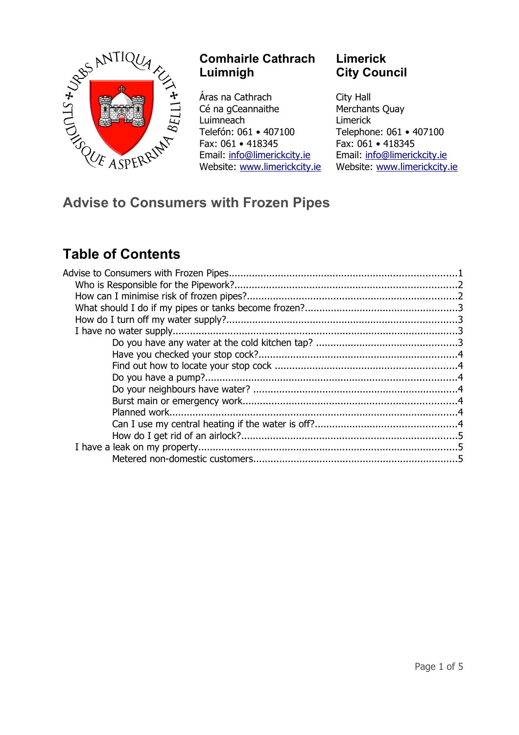**Comhairle Cathrach Luimnigh**

Áras na Cathrach
Cé na gCeannaithe
Luimneach
Telefón: 061 • 407100
Fax: 061 • 418345
Email: info@limerickcity.ie
Website: www.limerickcity.ie

**Limerick City Council**

City Hall
Merchants Quay
Limerick
Telephone: 061 • 407100
Fax: 061 • 418345
Email: info@limerickcity.ie
Website: www.limerickcity.ie

# Advise to Consumers with Frozen Pipes

## Table of Contents

- Advise to Consumers with Frozen Pipes....1
  - Who is Responsible for the Pipework?....2
  - How can I minimise risk of frozen pipes?....2
  - What should I do if my pipes or tanks become frozen?....3
  - How do I turn off my water supply?....3
  - I have no water supply....3
    - Do you have any water at the cold kitchen tap? ....3
    - Have you checked your stop cock?....4
    - Find out how to locate your stop cock ....4
    - Do you have a pump?....4
    - Do your neighbours have water? ....4
    - Burst main or emergency work....4
    - Planned work....4
    - Can I use my central heating if the water is off?....4
    - How do I get rid of an airlock?....5
  - I have a leak on my property....5
    - Metered non-domestic customers....5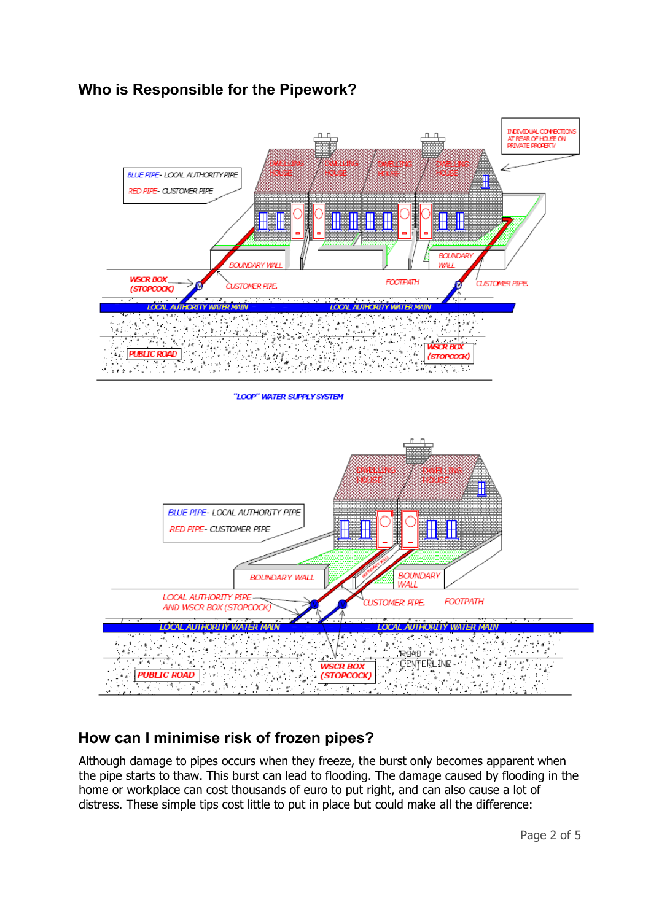## Who is Responsible for the Pipework?

## How can I minimise risk of frozen pipes?

Although damage to pipes occurs when they freeze, the burst only becomes apparent when the pipe starts to thaw. This burst can lead to flooding. The damage caused by flooding in the home or workplace can cost thousands of euro to put right, and can also cause a lot of distress. These simple tips cost little to put in place but could make all the difference: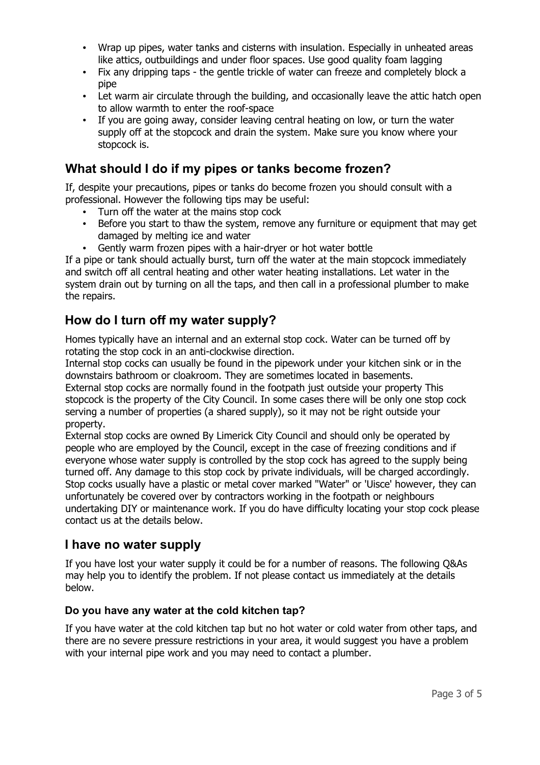- Wrap up pipes, water tanks and cisterns with insulation. Especially in unheated areas like attics, outbuildings and under floor spaces. Use good quality foam lagging
- Fix any dripping taps - the gentle trickle of water can freeze and completely block a pipe
- Let warm air circulate through the building, and occasionally leave the attic hatch open to allow warmth to enter the roof-space
- If you are going away, consider leaving central heating on low, or turn the water supply off at the stopcock and drain the system. Make sure you know where your stopcock is.

## What should I do if my pipes or tanks become frozen?

If, despite your precautions, pipes or tanks do become frozen you should consult with a professional. However the following tips may be useful:

- Turn off the water at the mains stop cock
- Before you start to thaw the system, remove any furniture or equipment that may get damaged by melting ice and water
- Gently warm frozen pipes with a hair-dryer or hot water bottle

If a pipe or tank should actually burst, turn off the water at the main stopcock immediately and switch off all central heating and other water heating installations. Let water in the system drain out by turning on all the taps, and then call in a professional plumber to make the repairs.

## How do I turn off my water supply?

Homes typically have an internal and an external stop cock. Water can be turned off by rotating the stop cock in an anti-clockwise direction.

Internal stop cocks can usually be found in the pipework under your kitchen sink or in the downstairs bathroom or cloakroom. They are sometimes located in basements.

External stop cocks are normally found in the footpath just outside your property This stopcock is the property of the City Council. In some cases there will be only one stop cock serving a number of properties (a shared supply), so it may not be right outside your property.

External stop cocks are owned By Limerick City Council and should only be operated by people who are employed by the Council, except in the case of freezing conditions and if everyone whose water supply is controlled by the stop cock has agreed to the supply being turned off. Any damage to this stop cock by private individuals, will be charged accordingly.

Stop cocks usually have a plastic or metal cover marked "Water" or 'Uisce' however, they can unfortunately be covered over by contractors working in the footpath or neighbours undertaking DIY or maintenance work. If you do have difficulty locating your stop cock please contact us at the details below.

## I have no water supply

If you have lost your water supply it could be for a number of reasons. The following Q&As may help you to identify the problem. If not please contact us immediately at the details below.

### Do you have any water at the cold kitchen tap?

If you have water at the cold kitchen tap but no hot water or cold water from other taps, and there are no severe pressure restrictions in your area, it would suggest you have a problem with your internal pipe work and you may need to contact a plumber.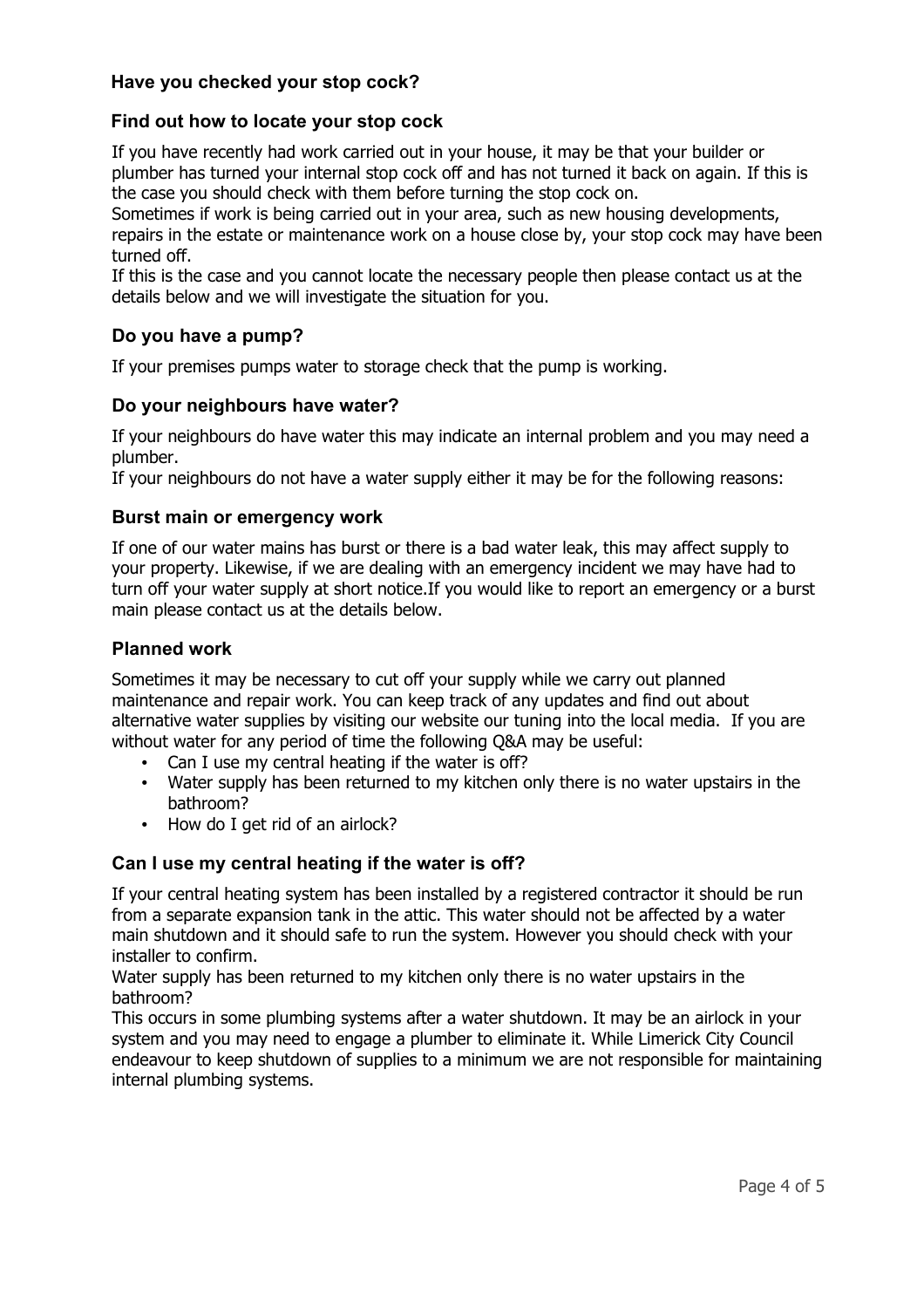## Have you checked your stop cock?

### Find out how to locate your stop cock

If you have recently had work carried out in your house, it may be that your builder or plumber has turned your internal stop cock off and has not turned it back on again. If this is the case you should check with them before turning the stop cock on.
Sometimes if work is being carried out in your area, such as new housing developments, repairs in the estate or maintenance work on a house close by, your stop cock may have been turned off.
If this is the case and you cannot locate the necessary people then please contact us at the details below and we will investigate the situation for you.

### Do you have a pump?

If your premises pumps water to storage check that the pump is working.

### Do your neighbours have water?

If your neighbours do have water this may indicate an internal problem and you may need a plumber.
If your neighbours do not have a water supply either it may be for the following reasons:

### Burst main or emergency work

If one of our water mains has burst or there is a bad water leak, this may affect supply to your property. Likewise, if we are dealing with an emergency incident we may have had to turn off your water supply at short notice.If you would like to report an emergency or a burst main please contact us at the details below.

### Planned work

Sometimes it may be necessary to cut off your supply while we carry out planned maintenance and repair work. You can keep track of any updates and find out about alternative water supplies by visiting our website our tuning into the local media. If you are without water for any period of time the following Q&A may be useful:

- Can I use my central heating if the water is off?
- Water supply has been returned to my kitchen only there is no water upstairs in the bathroom?
- How do I get rid of an airlock?

### Can I use my central heating if the water is off?

If your central heating system has been installed by a registered contractor it should be run from a separate expansion tank in the attic. This water should not be affected by a water main shutdown and it should safe to run the system. However you should check with your installer to confirm.
Water supply has been returned to my kitchen only there is no water upstairs in the bathroom?
This occurs in some plumbing systems after a water shutdown. It may be an airlock in your system and you may need to engage a plumber to eliminate it. While Limerick City Council endeavour to keep shutdown of supplies to a minimum we are not responsible for maintaining internal plumbing systems.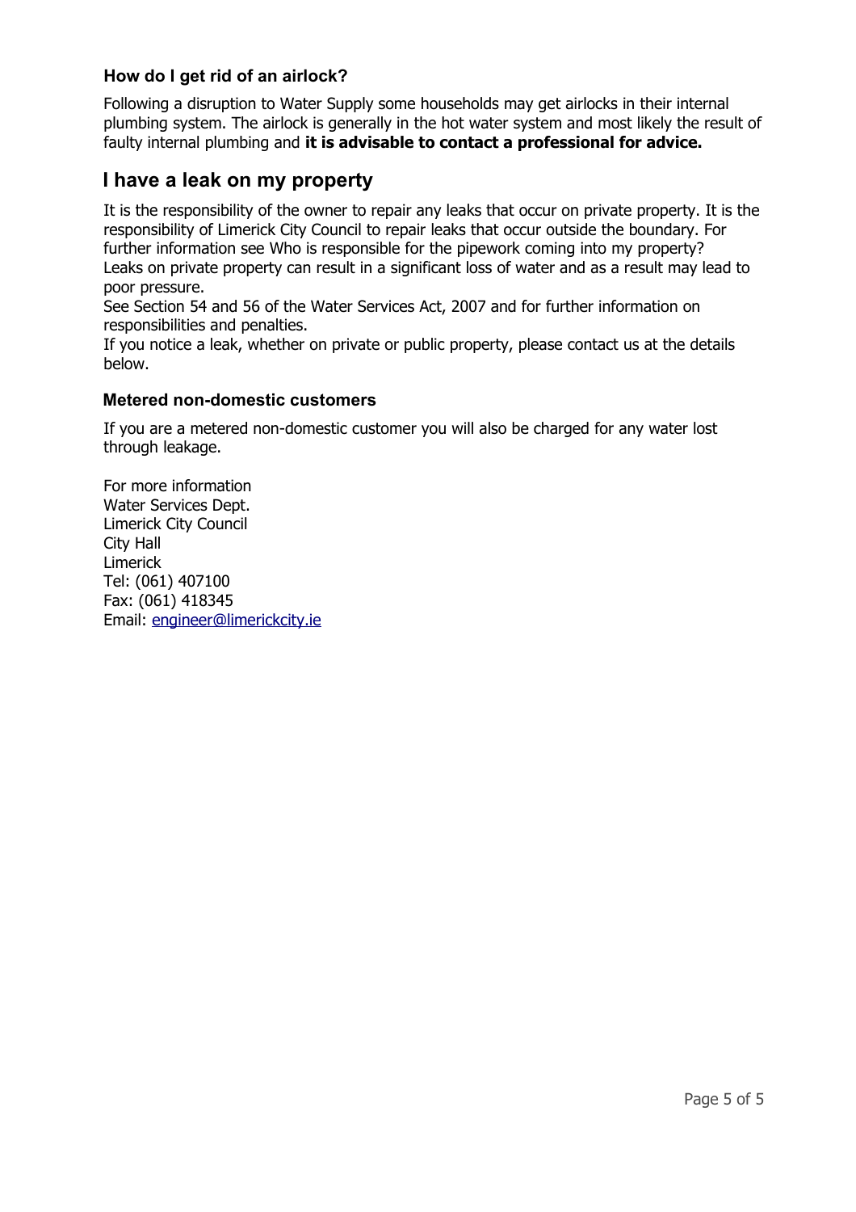### How do I get rid of an airlock?

Following a disruption to Water Supply some households may get airlocks in their internal plumbing system. The airlock is generally in the hot water system and most likely the result of faulty internal plumbing and **it is advisable to contact a professional for advice.**

## I have a leak on my property

It is the responsibility of the owner to repair any leaks that occur on private property. It is the responsibility of Limerick City Council to repair leaks that occur outside the boundary. For further information see Who is responsible for the pipework coming into my property?
Leaks on private property can result in a significant loss of water and as a result may lead to poor pressure.
See Section 54 and 56 of the Water Services Act, 2007 and for further information on responsibilities and penalties.
If you notice a leak, whether on private or public property, please contact us at the details below.

### Metered non-domestic customers

If you are a metered non-domestic customer you will also be charged for any water lost through leakage.

For more information
Water Services Dept.
Limerick City Council
City Hall
Limerick
Tel: (061) 407100
Fax: (061) 418345
Email: engineer@limerickcity.ie